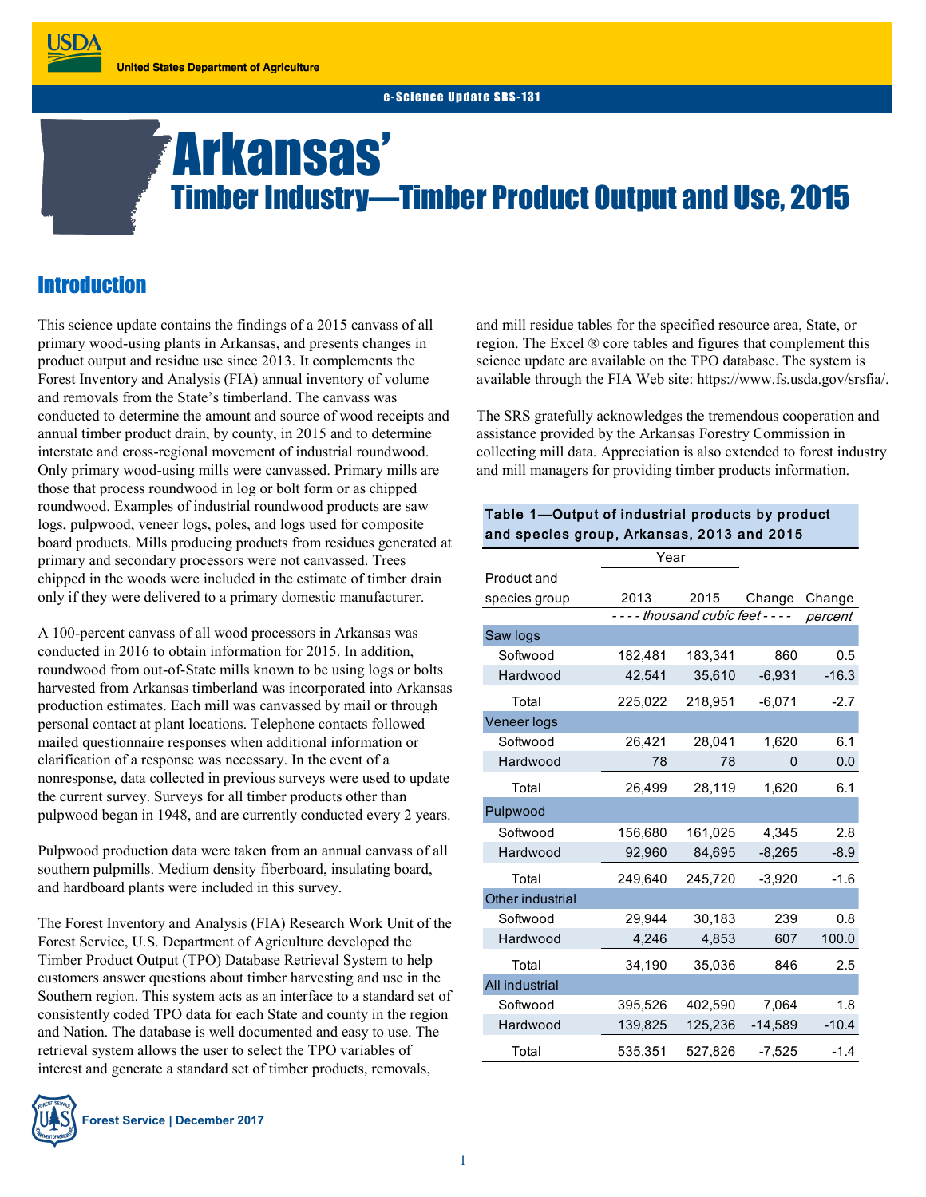United States Department of Agriculture

e-Science Update SRS-131

# Arkansas' Timber Industry—Timber Product Output and Use, 2015

## Introduction

This science update contains the findings of a 2015 canvass of all primary wood-using plants in Arkansas, and presents changes in product output and residue use since 2013. It complements the Forest Inventory and Analysis (FIA) annual inventory of volume and removals from the State's timberland. The canvass was conducted to determine the amount and source of wood receipts and annual timber product drain, by county, in 2015 and to determine interstate and cross-regional movement of industrial roundwood. Only primary wood-using mills were canvassed. Primary mills are those that process roundwood in log or bolt form or as chipped roundwood. Examples of industrial roundwood products are saw logs, pulpwood, veneer logs, poles, and logs used for composite board products. Mills producing products from residues generated at primary and secondary processors were not canvassed. Trees chipped in the woods were included in the estimate of timber drain only if they were delivered to a primary domestic manufacturer.

A 100-percent canvass of all wood processors in Arkansas was conducted in 2016 to obtain information for 2015. In addition, roundwood from out-of-State mills known to be using logs or bolts harvested from Arkansas timberland was incorporated into Arkansas production estimates. Each mill was canvassed by mail or through personal contact at plant locations. Telephone contacts followed mailed questionnaire responses when additional information or clarification of a response was necessary. In the event of a nonresponse, data collected in previous surveys were used to update the current survey. Surveys for all timber products other than pulpwood began in 1948, and are currently conducted every 2 years.

Pulpwood production data were taken from an annual canvass of all southern pulpmills. Medium density fiberboard, insulating board, and hardboard plants were included in this survey.

The Forest Inventory and Analysis (FIA) Research Work Unit of the Forest Service, U.S. Department of Agriculture developed the Timber Product Output (TPO) Database Retrieval System to help customers answer questions about timber harvesting and use in the Southern region. This system acts as an interface to a standard set of consistently coded TPO data for each State and county in the region and Nation. The database is well documented and easy to use. The retrieval system allows the user to select the TPO variables of interest and generate a standard set of timber products, removals, and mill residue tables for the specified resource area, State, or region. The Excel ® core tables and figures that complement this science update are available on the TPO database. The system is available through the FIA Web site: https://www.fs.usda.gov/srsfia/.

The SRS gratefully acknowledges the tremendous cooperation and assistance provided by the Arkansas Forestry Commission in collecting mill data. Appreciation is also extended to forest industry and mill managers for providing timber products information.

**Table 1—Output of industrial products by product and species group, Arkansas, 2013 and 2015**

| Product and species group | Year 2013 | Year 2015 | Change | Change |
|---|---|---|---|---|
| | *thousand cubic feet* | | | *percent* |
| **Saw logs** | | | | |
| Softwood | 182,481 | 183,341 | 860 | 0.5 |
| Hardwood | 42,541 | 35,610 | -6,931 | -16.3 |
| Total | 225,022 | 218,951 | -6,071 | -2.7 |
| **Veneer logs** | | | | |
| Softwood | 26,421 | 28,041 | 1,620 | 6.1 |
| Hardwood | 78 | 78 | 0 | 0.0 |
| Total | 26,499 | 28,119 | 1,620 | 6.1 |
| **Pulpwood** | | | | |
| Softwood | 156,680 | 161,025 | 4,345 | 2.8 |
| Hardwood | 92,960 | 84,695 | -8,265 | -8.9 |
| Total | 249,640 | 245,720 | -3,920 | -1.6 |
| **Other industrial** | | | | |
| Softwood | 29,944 | 30,183 | 239 | 0.8 |
| Hardwood | 4,246 | 4,853 | 607 | 100.0 |
| Total | 34,190 | 35,036 | 846 | 2.5 |
| **All industrial** | | | | |
| Softwood | 395,526 | 402,590 | 7,064 | 1.8 |
| Hardwood | 139,825 | 125,236 | -14,589 | -10.4 |
| Total | 535,351 | 527,826 | -7,525 | -1.4 |

Forest Service | December 2017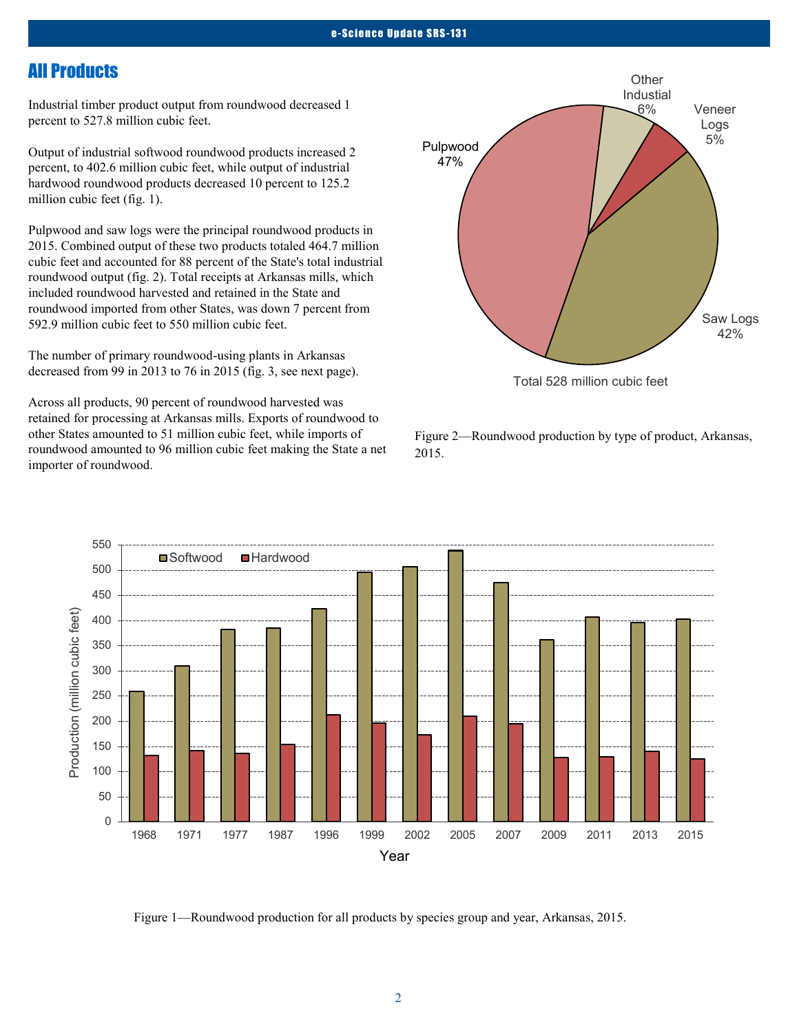## All Products

Industrial timber product output from roundwood decreased 1 percent to 527.8 million cubic feet.

Output of industrial softwood roundwood products increased 2 percent, to 402.6 million cubic feet, while output of industrial hardwood roundwood products decreased 10 percent to 125.2 million cubic feet (fig. 1).

Pulpwood and saw logs were the principal roundwood products in 2015. Combined output of these two products totaled 464.7 million cubic feet and accounted for 88 percent of the State's total industrial roundwood output (fig. 2). Total receipts at Arkansas mills, which included roundwood harvested and retained in the State and roundwood imported from other States, was down 7 percent from 592.9 million cubic feet to 550 million cubic feet.

The number of primary roundwood-using plants in Arkansas decreased from 99 in 2013 to 76 in 2015 (fig. 3, see next page).

Across all products, 90 percent of roundwood harvested was retained for processing at Arkansas mills. Exports of roundwood to other States amounted to 51 million cubic feet, while imports of roundwood amounted to 96 million cubic feet making the State a net importer of roundwood.

Figure 2—Roundwood production by type of product, Arkansas, 2015.

Figure 1—Roundwood production for all products by species group and year, Arkansas, 2015.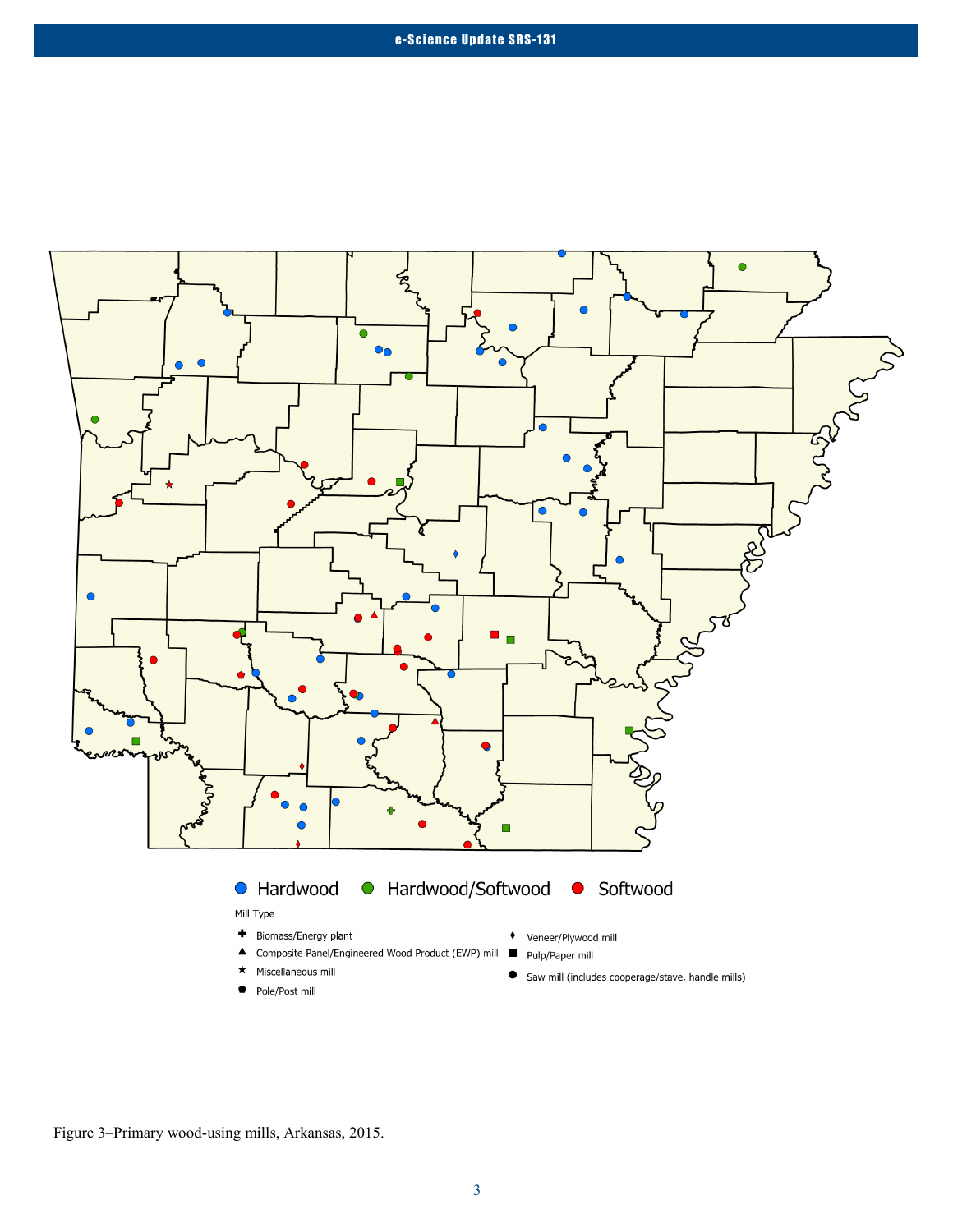Hardwood    Hardwood/Softwood    Softwood

Mill Type

- Biomass/Energy plant
- Composite Panel/Engineered Wood Product (EWP) mill
- Miscellaneous mill
- Pole/Post mill
- Veneer/Plywood mill
- Pulp/Paper mill
- Saw mill (includes cooperage/stave, handle mills)

Figure 3–Primary wood-using mills, Arkansas, 2015.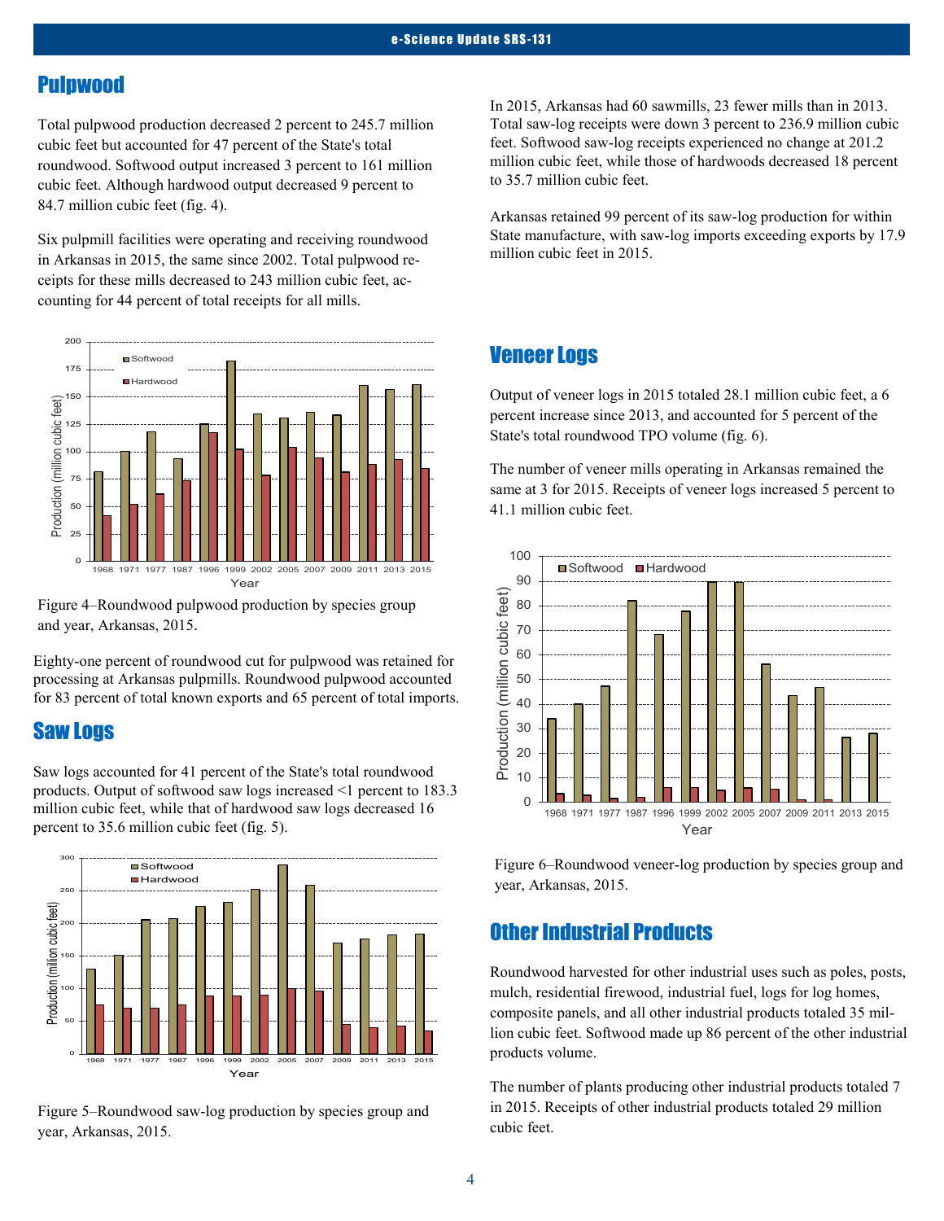## Pulpwood

Total pulpwood production decreased 2 percent to 245.7 million cubic feet but accounted for 47 percent of the State's total roundwood. Softwood output increased 3 percent to 161 million cubic feet. Although hardwood output decreased 9 percent to 84.7 million cubic feet (fig. 4).

Six pulpmill facilities were operating and receiving roundwood in Arkansas in 2015, the same since 2002. Total pulpwood receipts for these mills decreased to 243 million cubic feet, accounting for 44 percent of total receipts for all mills.

Figure 4–Roundwood pulpwood production by species group and year, Arkansas, 2015.

Eighty-one percent of roundwood cut for pulpwood was retained for processing at Arkansas pulpmills. Roundwood pulpwood accounted for 83 percent of total known exports and 65 percent of total imports.

## Saw Logs

Saw logs accounted for 41 percent of the State's total roundwood products. Output of softwood saw logs increased <1 percent to 183.3 million cubic feet, while that of hardwood saw logs decreased 16 percent to 35.6 million cubic feet (fig. 5).

Figure 5–Roundwood saw-log production by species group and year, Arkansas, 2015.

In 2015, Arkansas had 60 sawmills, 23 fewer mills than in 2013. Total saw-log receipts were down 3 percent to 236.9 million cubic feet. Softwood saw-log receipts experienced no change at 201.2 million cubic feet, while those of hardwoods decreased 18 percent to 35.7 million cubic feet.

Arkansas retained 99 percent of its saw-log production for within State manufacture, with saw-log imports exceeding exports by 17.9 million cubic feet in 2015.

## Veneer Logs

Output of veneer logs in 2015 totaled 28.1 million cubic feet, a 6 percent increase since 2013, and accounted for 5 percent of the State's total roundwood TPO volume (fig. 6).

The number of veneer mills operating in Arkansas remained the same at 3 for 2015. Receipts of veneer logs increased 5 percent to 41.1 million cubic feet.

Figure 6–Roundwood veneer-log production by species group and year, Arkansas, 2015.

## Other Industrial Products

Roundwood harvested for other industrial uses such as poles, posts, mulch, residential firewood, industrial fuel, logs for log homes, composite panels, and all other industrial products totaled 35 million cubic feet. Softwood made up 86 percent of the other industrial products volume.

The number of plants producing other industrial products totaled 7 in 2015. Receipts of other industrial products totaled 29 million cubic feet.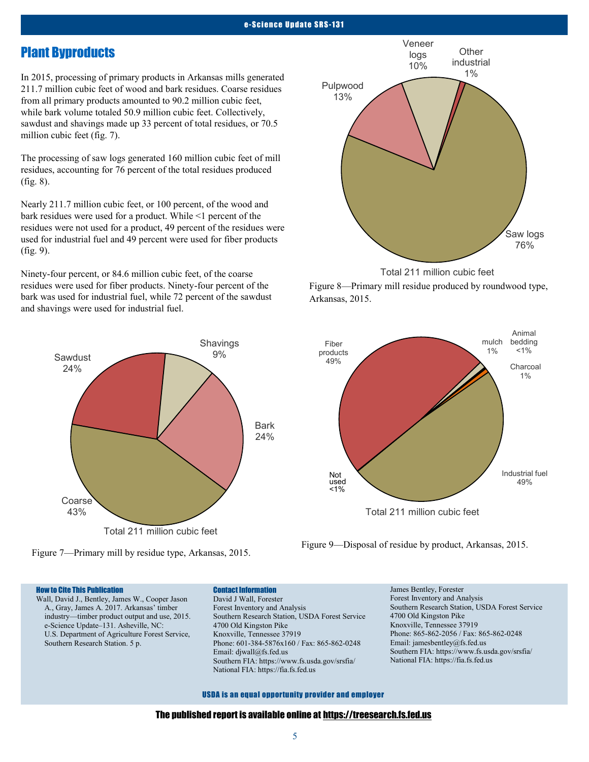## Plant Byproducts

In 2015, processing of primary products in Arkansas mills generated 211.7 million cubic feet of wood and bark residues. Coarse residues from all primary products amounted to 90.2 million cubic feet, while bark volume totaled 50.9 million cubic feet. Collectively, sawdust and shavings made up 33 percent of total residues, or 70.5 million cubic feet (fig. 7).

The processing of saw logs generated 160 million cubic feet of mill residues, accounting for 76 percent of the total residues produced (fig. 8).

Nearly 211.7 million cubic feet, or 100 percent, of the wood and bark residues were used for a product. While <1 percent of the residues were not used for a product, 49 percent of the residues were used for industrial fuel and 49 percent were used for fiber products (fig. 9).

Ninety-four percent, or 84.6 million cubic feet, of the coarse residues were used for fiber products. Ninety-four percent of the bark was used for industrial fuel, while 72 percent of the sawdust and shavings were used for industrial fuel.

Veneer logs 10%
Other industrial 1%
Pulpwood 13%
Saw logs 76%
Total 211 million cubic feet

Figure 8—Primary mill residue produced by roundwood type, Arkansas, 2015.

Shavings 9%
Sawdust 24%
Bark 24%
Coarse 43%
Total 211 million cubic feet

Figure 7—Primary mill by residue type, Arkansas, 2015.

Fiber products 49%
mulch 1%
Animal bedding <1%
Charcoal 1%
Not used <1%
Industrial fuel 49%
Total 211 million cubic feet

Figure 9—Disposal of residue by product, Arkansas, 2015.

**How to Cite This Publication**

Wall, David J., Bentley, James W., Cooper Jason A., Gray, James A. 2017. Arkansas' timber industry—timber product output and use, 2015. e-Science Update–131. Asheville, NC: U.S. Department of Agriculture Forest Service, Southern Research Station. 5 p.

**Contact Information**

David J Wall, Forester
Forest Inventory and Analysis
Southern Research Station, USDA Forest Service
4700 Old Kingston Pike
Knoxville, Tennessee 37919
Phone: 601-384-5876x160 / Fax: 865-862-0248
Email: djwall@fs.fed.us
Southern FIA: https://www.fs.usda.gov/srsfia/
National FIA: https://fia.fs.fed.us

James Bentley, Forester
Forest Inventory and Analysis
Southern Research Station, USDA Forest Service
4700 Old Kingston Pike
Knoxville, Tennessee 37919
Phone: 865-862-2056 / Fax: 865-862-0248
Email: jamesbentley@fs.fed.us
Southern FIA: https://www.fs.usda.gov/srsfia/
National FIA: https://fia.fs.fed.us

**USDA is an equal opportunity provider and employer**

**The published report is available online at https://treesearch.fs.fed.us**